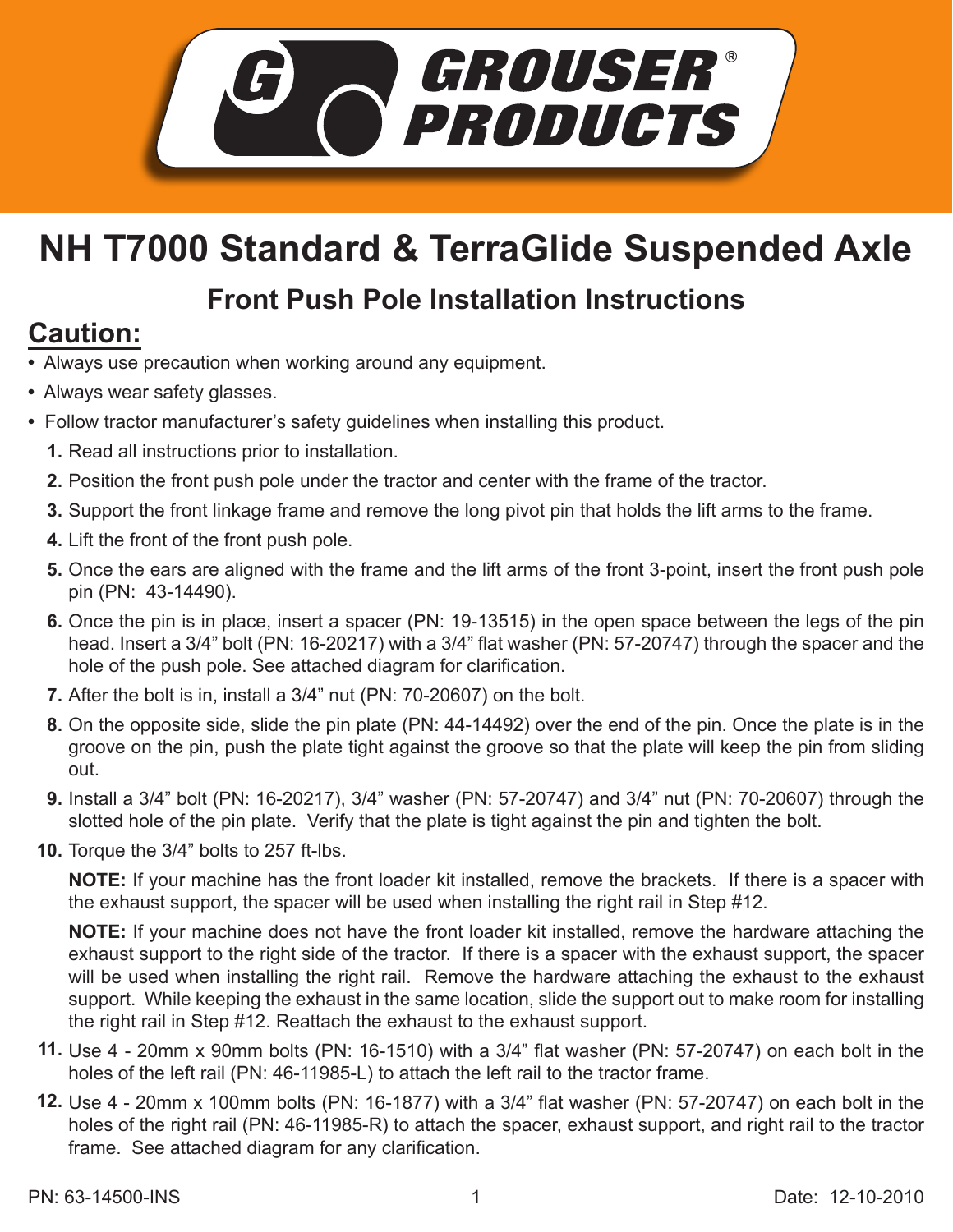# NH T7000 Standard & TerraGlide Suspended Axle

## Front Push Pole Installation Instructions

## Caution:

- Always use precaution when working around any equipment.
- Always wear safety glasses.
- Follow tractor manufacturer's safety guidelines when installing this product.

1. Read all instructions prior to installation.
2. Position the front push pole under the tractor and center with the frame of the tractor.
3. Support the front linkage frame and remove the long pivot pin that holds the lift arms to the frame.
4. Lift the front of the front push pole.
5. Once the ears are aligned with the frame and the lift arms of the front 3-point, insert the front push pole pin (PN: 43-14490).
6. Once the pin is in place, insert a spacer (PN: 19-13515) in the open space between the legs of the pin head. Insert a 3/4" bolt (PN: 16-20217) with a 3/4" flat washer (PN: 57-20747) through the spacer and the hole of the push pole. See attached diagram for clarification.
7. After the bolt is in, install a 3/4" nut (PN: 70-20607) on the bolt.
8. On the opposite side, slide the pin plate (PN: 44-14492) over the end of the pin. Once the plate is in the groove on the pin, push the plate tight against the groove so that the plate will keep the pin from sliding out.
9. Install a 3/4" bolt (PN: 16-20217), 3/4" washer (PN: 57-20747) and 3/4" nut (PN: 70-20607) through the slotted hole of the pin plate. Verify that the plate is tight against the pin and tighten the bolt.
10. Torque the 3/4" bolts to 257 ft-lbs.

    **NOTE:** If your machine has the front loader kit installed, remove the brackets. If there is a spacer with the exhaust support, the spacer will be used when installing the right rail in Step #12.

    **NOTE:** If your machine does not have the front loader kit installed, remove the hardware attaching the exhaust support to the right side of the tractor. If there is a spacer with the exhaust support, the spacer will be used when installing the right rail. Remove the hardware attaching the exhaust to the exhaust support. While keeping the exhaust in the same location, slide the support out to make room for installing the right rail in Step #12. Reattach the exhaust to the exhaust support.

11. Use 4 - 20mm x 90mm bolts (PN: 16-1510) with a 3/4" flat washer (PN: 57-20747) on each bolt in the holes of the left rail (PN: 46-11985-L) to attach the left rail to the tractor frame.
12. Use 4 - 20mm x 100mm bolts (PN: 16-1877) with a 3/4" flat washer (PN: 57-20747) on each bolt in the holes of the right rail (PN: 46-11985-R) to attach the spacer, exhaust support, and right rail to the tractor frame. See attached diagram for any clarification.

PN: 63-14500-INS

Date: 12-10-2010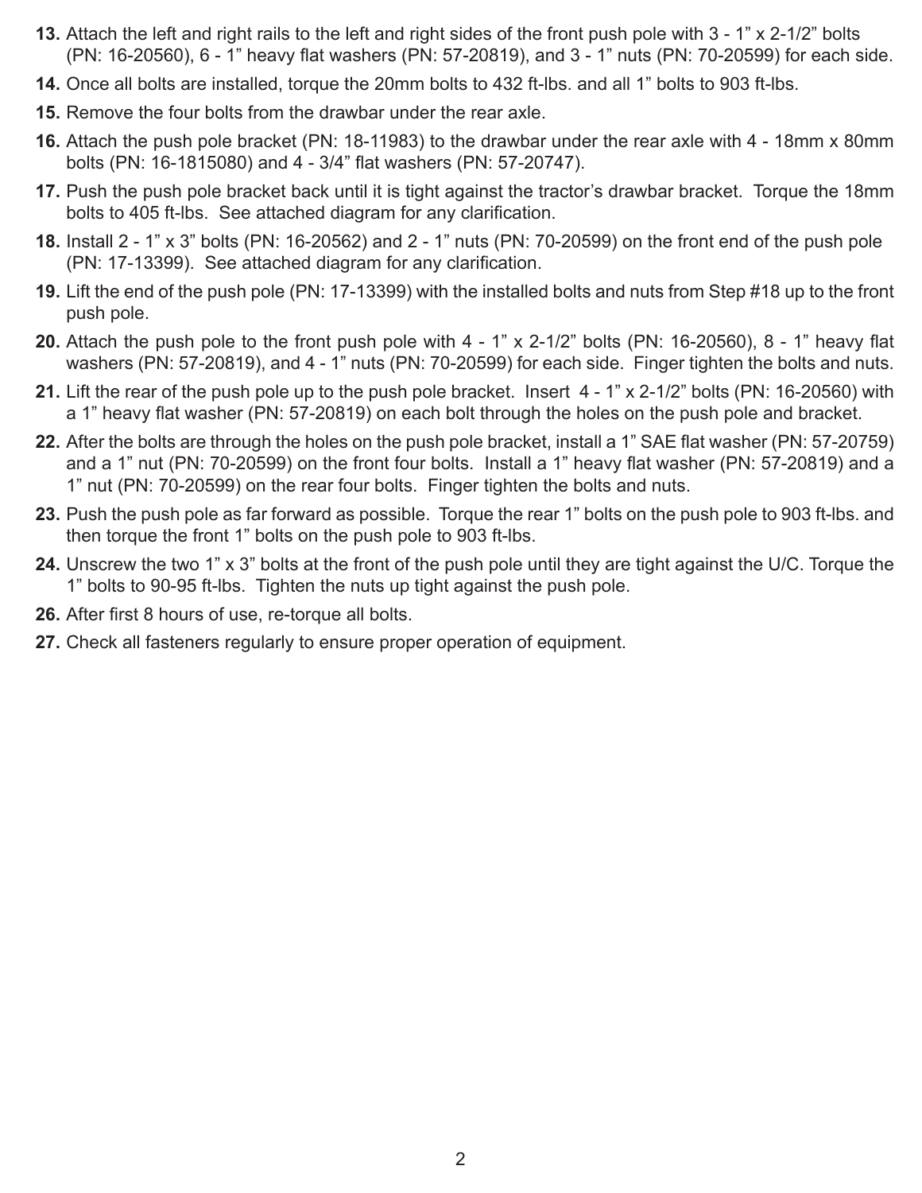13. Attach the left and right rails to the left and right sides of the front push pole with 3 - 1” x 2-1/2” bolts (PN: 16-20560), 6 - 1” heavy flat washers (PN: 57-20819), and 3 - 1” nuts (PN: 70-20599) for each side.
14. Once all bolts are installed, torque the 20mm bolts to 432 ft-lbs. and all 1” bolts to 903 ft-lbs.
15. Remove the four bolts from the drawbar under the rear axle.
16. Attach the push pole bracket (PN: 18-11983) to the drawbar under the rear axle with 4 - 18mm x 80mm bolts (PN: 16-1815080) and 4 - 3/4” flat washers (PN: 57-20747).
17. Push the push pole bracket back until it is tight against the tractor’s drawbar bracket. Torque the 18mm bolts to 405 ft-lbs. See attached diagram for any clarification.
18. Install 2 - 1” x 3” bolts (PN: 16-20562) and 2 - 1” nuts (PN: 70-20599) on the front end of the push pole (PN: 17-13399). See attached diagram for any clarification.
19. Lift the end of the push pole (PN: 17-13399) with the installed bolts and nuts from Step #18 up to the front push pole.
20. Attach the push pole to the front push pole with 4 - 1” x 2-1/2” bolts (PN: 16-20560), 8 - 1” heavy flat washers (PN: 57-20819), and 4 - 1” nuts (PN: 70-20599) for each side. Finger tighten the bolts and nuts.
21. Lift the rear of the push pole up to the push pole bracket. Insert 4 - 1” x 2-1/2” bolts (PN: 16-20560) with a 1” heavy flat washer (PN: 57-20819) on each bolt through the holes on the push pole and bracket.
22. After the bolts are through the holes on the push pole bracket, install a 1” SAE flat washer (PN: 57-20759) and a 1” nut (PN: 70-20599) on the front four bolts. Install a 1” heavy flat washer (PN: 57-20819) and a 1” nut (PN: 70-20599) on the rear four bolts. Finger tighten the bolts and nuts.
23. Push the push pole as far forward as possible. Torque the rear 1” bolts on the push pole to 903 ft-lbs. and then torque the front 1” bolts on the push pole to 903 ft-lbs.
24. Unscrew the two 1” x 3” bolts at the front of the push pole until they are tight against the U/C. Torque the 1” bolts to 90-95 ft-lbs. Tighten the nuts up tight against the push pole.
26. After first 8 hours of use, re-torque all bolts.
27. Check all fasteners regularly to ensure proper operation of equipment.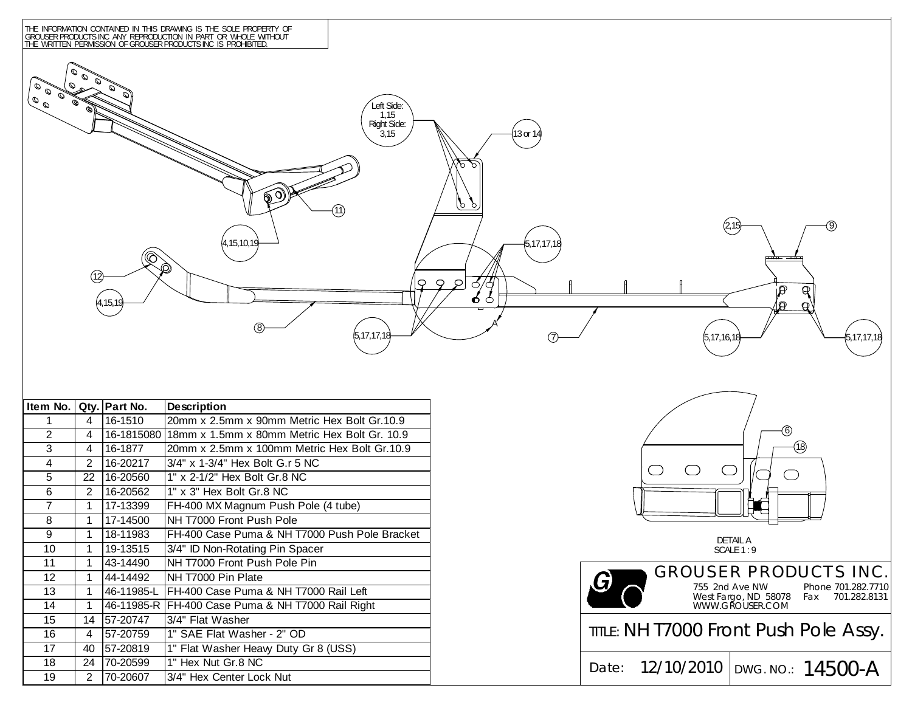THE INFORMATION CONTAINED IN THIS DRAWING IS THE SOLE PROPERTY OF GROUSER PRODUCTS INC ANY REPRODUCTION IN PART OR WHOLE WITHOUT THE WRITTEN PERMISSION OF GROUSER PRODUCTS INC IS PROHIBITED.

Left Side: 1,15
Right Side: 3,15

13 or 14

11

4,15,10,19

5,17,17,18

2,15

9

12

4,15,19

8

5,17,17,18

A

7

5,17,16,18

5,17,17,18

6

18

DETAIL A
SCALE 1 : 9

| Item No. | Qty. | Part No. | Description |
|---|---|---|---|
| 1 | 4 | 16-1510 | 20mm x 2.5mm x 90mm Metric Hex Bolt Gr.10.9 |
| 2 | 4 | 16-1815080 | 18mm x 1.5mm x 80mm Metric Hex Bolt Gr. 10.9 |
| 3 | 4 | 16-1877 | 20mm x 2.5mm x 100mm Metric Hex Bolt Gr.10.9 |
| 4 | 2 | 16-20217 | 3/4" x 1-3/4" Hex Bolt Gr.r 5 NC |
| 5 | 22 | 16-20560 | 1" x 2-1/2" Hex Bolt Gr.8 NC |
| 6 | 2 | 16-20562 | 1" x 3" Hex Bolt Gr.8 NC |
| 7 | 1 | 17-13399 | FH-400 MX Magnum Push Pole (4 tube) |
| 8 | 1 | 17-14500 | NH T7000 Front Push Pole |
| 9 | 1 | 18-11983 | FH-400 Case Puma & NH T7000 Push Pole Bracket |
| 10 | 1 | 19-13515 | 3/4" ID Non-Rotating Pin Spacer |
| 11 | 1 | 43-14490 | NH T7000 Front Push Pole Pin |
| 12 | 1 | 44-14492 | NH T7000 Pin Plate |
| 13 | 1 | 46-11985-L | FH-400 Case Puma & NH T7000 Rail Left |
| 14 | 1 | 46-11985-R | FH-400 Case Puma & NH T7000 Rail Right |
| 15 | 14 | 57-20747 | 3/4" Flat Washer |
| 16 | 4 | 57-20759 | 1" SAE Flat Washer - 2" OD |
| 17 | 40 | 57-20819 | 1" Flat Washer Heavy Duty Gr 8 (USS) |
| 18 | 24 | 70-20599 | 1" Hex Nut Gr.8 NC |
| 19 | 2 | 70-20607 | 3/4" Hex Center Lock Nut |

GROUSER PRODUCTS INC.
755 2nd Ave NW
West Fargo, ND 58078
WWW.GROUSER.COM
Phone 701.282.7710
Fax 701.282.8131

TITLE: NH T7000 Front Push Pole Assy.

Date: 12/10/2010

DWG. NO.: 14500-A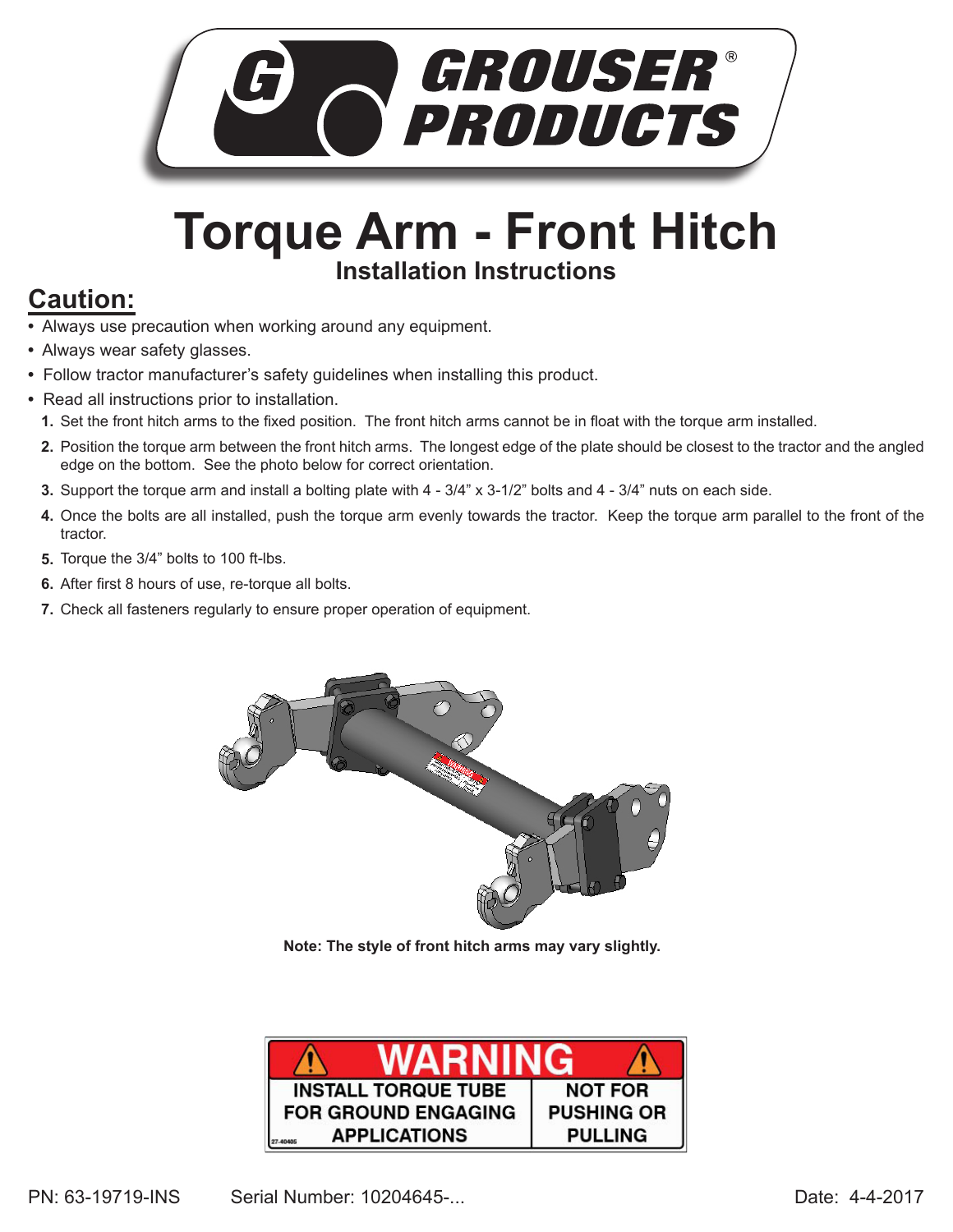# Torque Arm - Front Hitch

## Installation Instructions

## Caution:

- Always use precaution when working around any equipment.
- Always wear safety glasses.
- Follow tractor manufacturer's safety guidelines when installing this product.
- Read all instructions prior to installation.

1. Set the front hitch arms to the fixed position. The front hitch arms cannot be in float with the torque arm installed.
2. Position the torque arm between the front hitch arms. The longest edge of the plate should be closest to the tractor and the angled edge on the bottom. See the photo below for correct orientation.
3. Support the torque arm and install a bolting plate with 4 - 3/4" x 3-1/2" bolts and 4 - 3/4" nuts on each side.
4. Once the bolts are all installed, push the torque arm evenly towards the tractor. Keep the torque arm parallel to the front of the tractor.
5. Torque the 3/4" bolts to 100 ft-lbs.
6. After first 8 hours of use, re-torque all bolts.
7. Check all fasteners regularly to ensure proper operation of equipment.

**Note: The style of front hitch arms may vary slightly.**

**WARNING**

| INSTALL TORQUE TUBE FOR GROUND ENGAGING APPLICATIONS | NOT FOR PUSHING OR PULLING |
|---|---|

27-40405

PN: 63-19719-INS Serial Number: 10204645-... Date: 4-4-2017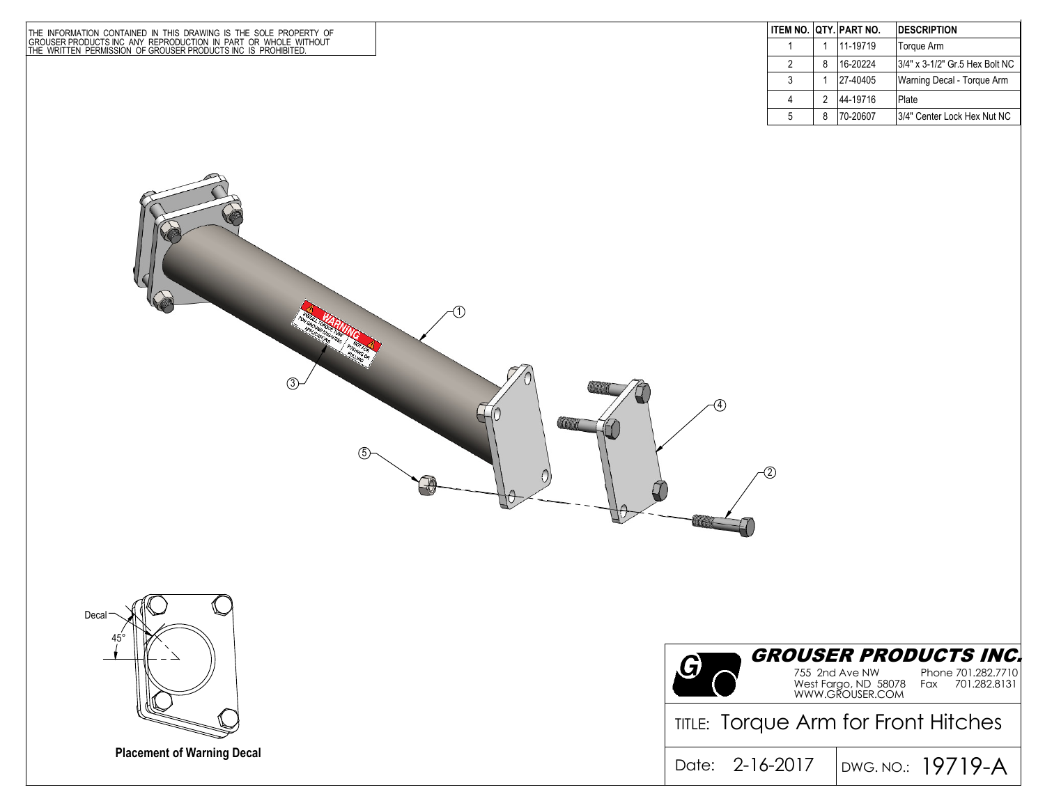THE INFORMATION CONTAINED IN THIS DRAWING IS THE SOLE PROPERTY OF GROUSER PRODUCTS INC ANY REPRODUCTION IN PART OR WHOLE WITHOUT THE WRITTEN PERMISSION OF GROUSER PRODUCTS INC IS PROHIBITED.

| ITEM NO. | QTY. | PART NO. | DESCRIPTION |
|---|---|---|---|
| 1 | 1 | 11-19719 | Torque Arm |
| 2 | 8 | 16-20224 | 3/4" x 3-1/2" Gr.5 Hex Bolt NC |
| 3 | 1 | 27-40405 | Warning Decal - Torque Arm |
| 4 | 2 | 44-19716 | Plate |
| 5 | 8 | 70-20607 | 3/4" Center Lock Hex Nut NC |

1

2

3

4

5

Decal

45°

**Placement of Warning Decal**

***GROUSER PRODUCTS INC.***

755 2nd Ave NW
West Fargo, ND 58078
WWW.GROUSER.COM

Phone 701.282.7710
Fax 701.282.8131

TITLE: Torque Arm for Front Hitches

Date: 2-16-2017

DWG. NO.: 19719-A